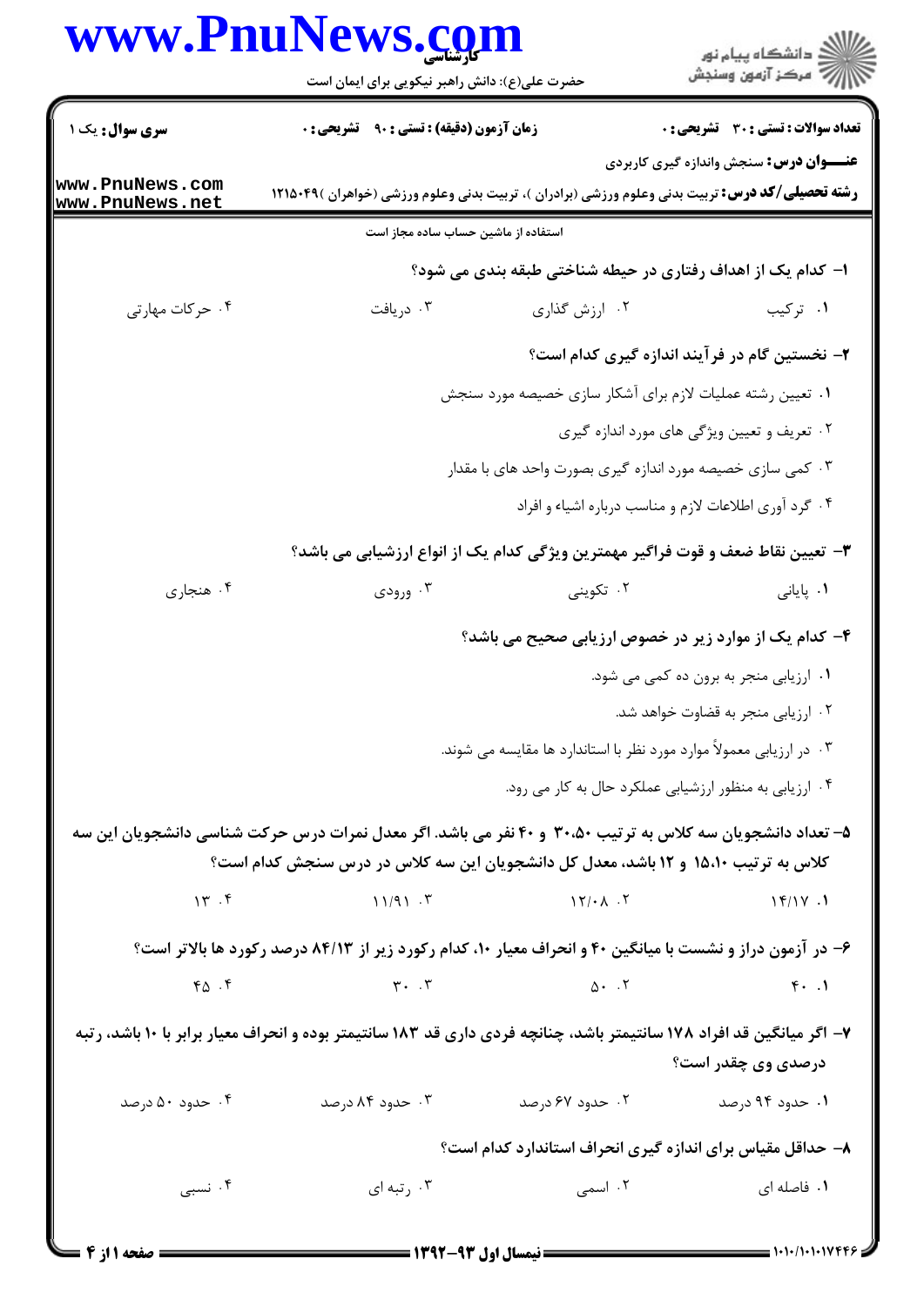**سری سوال:** یک ۱

**زمان آزمون (دقیقه) : تستی : ۹۰ تشریحی : ۰**

**تعداد سوالات : تستی : ۳۰ تشریحی : ۰**

**عنـــوان درس:** سنجش واندازه گیری کاربردی

**رشته تحصیلی/کد درس:** تربیت بدنی وعلوم ورزشی (برادران )، تربیت بدنی وعلوم ورزشی (خواهران )۱۲۱۵۰۴۹

استفاده از ماشین حساب ساده مجاز است

**۱- کدام یک از اهداف رفتاری در حیطه شناختی طبقه بندی می شود؟**

۱. ترکیب
۲. ارزش گذاری
۳. دریافت
۴. حرکات مهارتی

**۲- نخستین گام در فرآیند اندازه گیری کدام است؟**

۱. تعیین رشته عملیات لازم برای آشکار سازی خصیصه مورد سنجش
۲. تعریف و تعیین ویژگی های مورد اندازه گیری
۳. کمی سازی خصیصه مورد اندازه گیری بصورت واحد های با مقدار
۴. گرد آوری اطلاعات لازم و مناسب درباره اشیاء و افراد

**۳- تعیین نقاط ضعف و قوت فراگیر مهمترین ویژگی کدام یک از انواع ارزشیابی می باشد؟**

۱. پایانی
۲. تکوینی
۳. ورودی
۴. هنجاری

**۴- کدام یک از موارد زیر در خصوص ارزیابی صحیح می باشد؟**

۱. ارزیابی منجر به برون ده کمی می شود.
۲. ارزیابی منجر به قضاوت خواهد شد.
۳. در ارزیابی معمولاً موارد مورد نظر با استاندارد ها مقایسه می شوند.
۴. ارزیابی به منظور ارزشیابی عملکرد حال به کار می رود.

**۵- تعداد دانشجویان سه کلاس به ترتیب ۳۰،۵۰ و ۴۰ نفر می باشد. اگر معدل نمرات درس حرکت شناسی دانشجویان این سه کلاس به ترتیب ۱۵،۱۰ و ۱۲ باشد، معدل کل دانشجویان این سه کلاس در درس سنجش کدام است؟**

۱. ۱۴/۱۷
۲. ۱۲/۰۸
۳. ۱۱/۹۱
۴. ۱۳

**۶- در آزمون دراز و نشست با میانگین ۴۰ و انحراف معیار ۱۰، کدام رکورد زیر از ۸۴/۱۳ درصد رکورد ها بالاتر است؟**

۱. ۴۰
۲. ۵۰
۳. ۳۰
۴. ۴۵

**۷- اگر میانگین قد افراد ۱۷۸ سانتیمتر باشد، چنانچه فردی داری قد ۱۸۳ سانتیمتر بوده و انحراف معیار برابر با ۱۰ باشد، رتبه درصدی وی چقدر است؟**

۱. حدود ۹۴ درصد
۲. حدود ۶۷ درصد
۳. حدود ۸۴ درصد
۴. حدود ۵۰ درصد

**۸- حداقل مقیاس برای اندازه گیری انحراف استاندارد کدام است؟**

۱. فاصله ای
۲. اسمی
۳. رتبه ای
۴. نسبی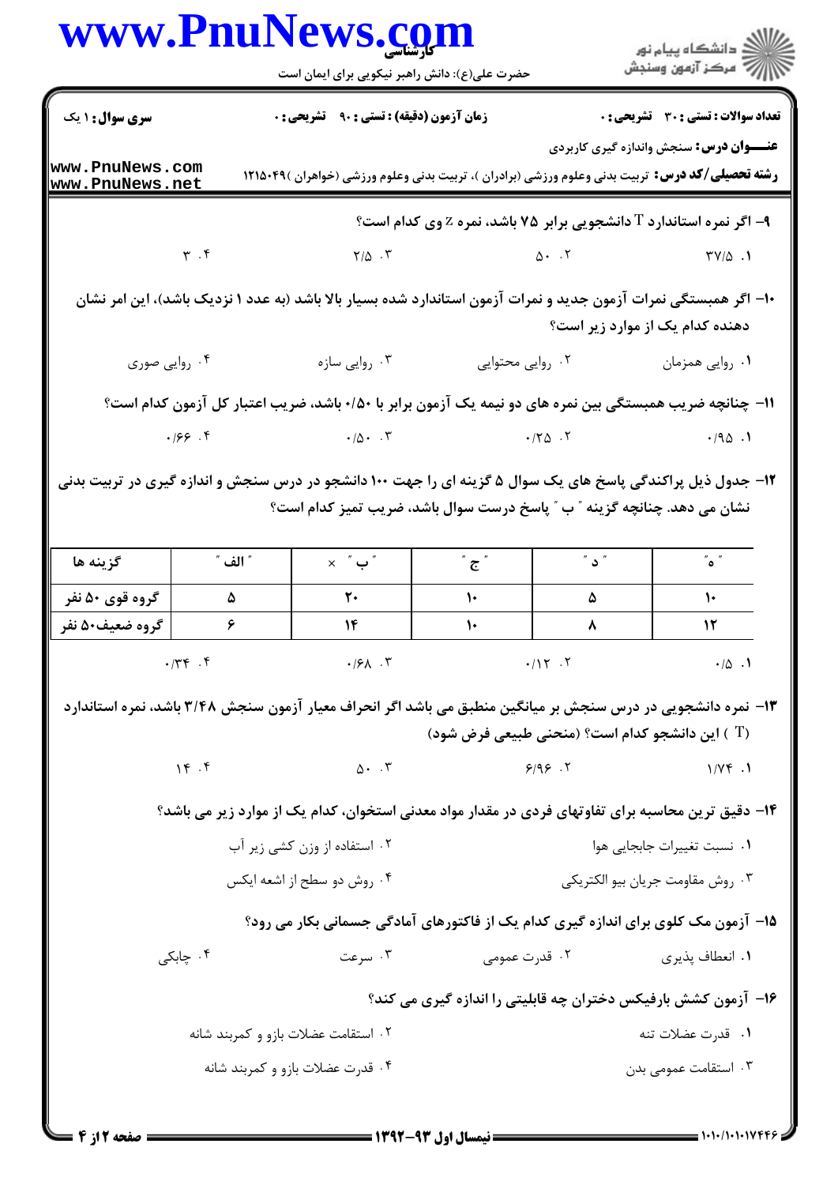**سری سوال:** ۱ یک

**زمان آزمون (دقیقه) : تستی : ۹۰ تشریحی : ۰**

**تعداد سوالات : تستی : ۳۰ تشریحی : ۰**

**عنـــوان درس:** سنجش واندازه گیری کاربردی

**رشته تحصیلی/کد درس:** تربیت بدنی وعلوم ورزشی (برادران )، تربیت بدنی وعلوم ورزشی (خواهران )۱۲۱۵۰۴۹

۹- اگر نمره استاندارد T دانشجویی برابر ۷۵ باشد، نمره z وی کدام است؟

۱. ۳۷/۵
۲. ۵۰
۳. ۲/۵
۴. ۳

۱۰- اگر همبستگی نمرات آزمون جدید و نمرات آزمون استاندارد شده بسیار بالا باشد (به عدد ۱ نزدیک باشد)، این امر نشان دهنده کدام یک از موارد زیر است؟

۱. روایی همزمان
۲. روایی محتوایی
۳. روایی سازه
۴. روایی صوری

۱۱- چنانچه ضریب همبستگی بین نمره های دو نیمه یک آزمون برابر با ۰/۵۰ باشد، ضریب اعتبار کل آزمون کدام است؟

۱. ۰/۹۵
۲. ۰/۲۵
۳. ۰/۵۰
۴. ۰/۶۶

۱۲- جدول ذیل پراکندگی پاسخ های یک سوال ۵ گزینه ای را جهت ۱۰۰ دانشجو در درس سنجش و اندازه گیری در تربیت بدنی نشان می دهد. چنانچه گزینه " ب " پاسخ درست سوال باشد، ضریب تمیز کدام است؟

| گزینه ها | " الف " | " ب " × | " ج " | " د " | " ه " |
|---|---|---|---|---|---|
| گروه قوی ۵۰ نفر | ۵ | ۲۰ | ۱۰ | ۵ | ۱۰ |
| گروه ضعیف۵۰ نفر | ۶ | ۱۴ | ۱۰ | ۸ | ۱۲ |

۱. ۰/۵
۲. ۰/۱۲
۳. ۰/۶۸
۴. ۰/۳۴

۱۳- نمره دانشجویی در درس سنجش بر میانگین منطبق می باشد اگر انحراف معیار آزمون سنجش ۳/۴۸ باشد، نمره استاندارد (T ) این دانشجو کدام است؟ (منحنی طبیعی فرض شود)

۱. ۱/۷۴
۲. ۶/۹۶
۳. ۵۰
۴. ۱۴

۱۴- دقیق ترین محاسبه برای تفاوتهای فردی در مقدار مواد معدنی استخوان، کدام یک از موارد زیر می باشد؟

۱. نسبت تغییرات جابجایی هوا
۲. استفاده از وزن کشی زیر آب
۳. روش مقاومت جریان بیو الکتریکی
۴. روش دو سطح از اشعه ایکس

۱۵- آزمون مک کلوی برای اندازه گیری کدام یک از فاکتورهای آمادگی جسمانی بکار می رود؟

۱. انعطاف پذیری
۲. قدرت عمومی
۳. سرعت
۴. چابکی

۱۶- آزمون کشش بارفیکس دختران چه قابلیتی را اندازه گیری می کند؟

۱. قدرت عضلات تنه
۲. استقامت عضلات بازو و کمربند شانه
۳. استقامت عمومی بدن
۴. قدرت عضلات بازو و کمربند شانه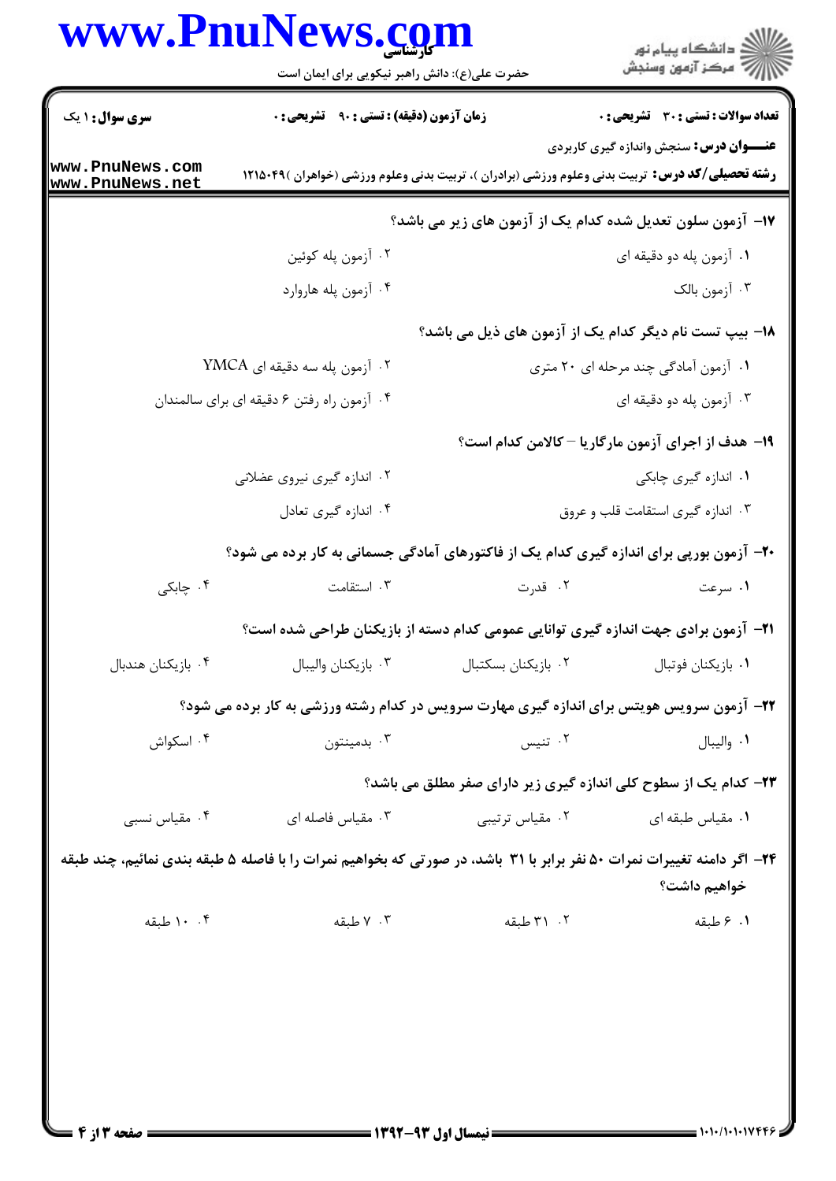۱۷- آزمون سلون تعدیل شده کدام یک از آزمون های زیر می باشد؟

۱. آزمون پله دو دقیقه ای
۲. آزمون پله کوئین
۳. آزمون بالک
۴. آزمون پله هاروارد

۱۸- بیپ تست نام دیگر کدام یک از آزمون های ذیل می باشد؟

۱. آزمون آمادگی چند مرحله ای ۲۰ متری
۲. آزمون پله سه دقیقه ای YMCA
۳. آزمون پله دو دقیقه ای
۴. آزمون راه رفتن ۶ دقیقه ای برای سالمندان

۱۹- هدف از اجرای آزمون مارگاریا – کالامن کدام است؟

۱. اندازه گیری چابکی
۲. اندازه گیری نیروی عضلانی
۳. اندازه گیری استقامت قلب و عروق
۴. اندازه گیری تعادل

۲۰- آزمون بورپی برای اندازه گیری کدام یک از فاکتورهای آمادگی جسمانی به کار برده می شود؟

۱. سرعت
۲. قدرت
۳. استقامت
۴. چابکی

۲۱- آزمون برادی جهت اندازه گیری توانایی عمومی کدام دسته از بازیکنان طراحی شده است؟

۱. بازیکنان فوتبال
۲. بازیکنان بسکتبال
۳. بازیکنان والیبال
۴. بازیکنان هندبال

۲۲- آزمون سرویس هویتس برای اندازه گیری مهارت سرویس در کدام رشته ورزشی به کار برده می شود؟

۱. والیبال
۲. تنیس
۳. بدمینتون
۴. اسکواش

۲۳- کدام یک از سطوح کلی اندازه گیری زیر دارای صفر مطلق می باشد؟

۱. مقیاس طبقه ای
۲. مقیاس ترتیبی
۳. مقیاس فاصله ای
۴. مقیاس نسبی

۲۴- اگر دامنه تغییرات نمرات ۵۰ نفر برابر با ۳۱ باشد، در صورتی که بخواهیم نمرات را با فاصله ۵ طبقه بندی نمائیم، چند طبقه خواهیم داشت؟

۱. ۶ طبقه
۲. ۳۱ طبقه
۳. ۷ طبقه
۴. ۱۰ طبقه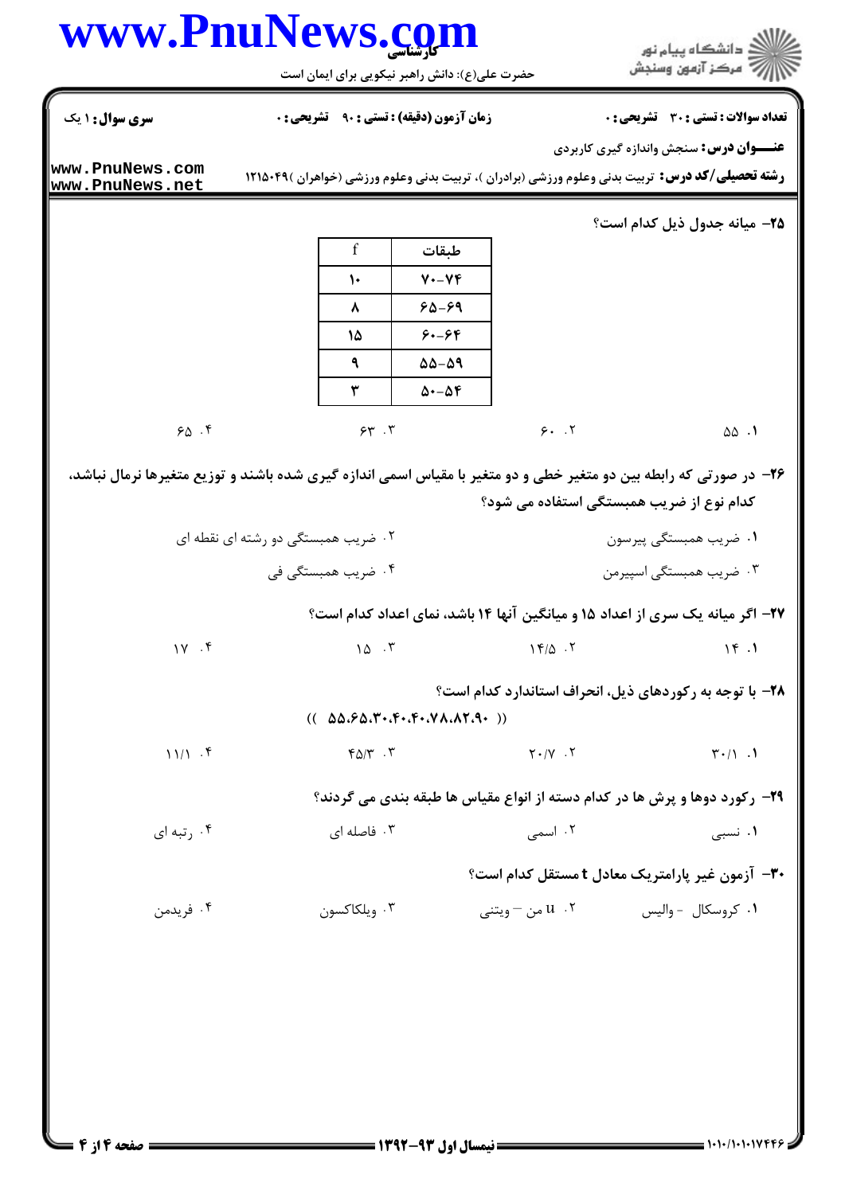۲۵- میانه جدول ذیل کدام است؟

| طبقات | f |
| --- | --- |
| ۷۰-۷۴ | ۱۰ |
| ۶۵-۶۹ | ۸ |
| ۶۰-۶۴ | ۱۵ |
| ۵۵-۵۹ | ۹ |
| ۵۰-۵۴ | ۳ |

۱. ۵۵ &nbsp;&nbsp; ۲. ۶۰ &nbsp;&nbsp; ۳. ۶۳ &nbsp;&nbsp; ۴. ۶۵

۲۶- در صورتی که رابطه بین دو متغیر خطی و دو متغیر با مقیاس اسمی اندازه گیری شده باشند و توزیع متغیرها نرمال نباشد، کدام نوع از ضریب همبستگی استفاده می شود؟

۱. ضریب همبستگی پیرسون &nbsp;&nbsp; ۲. ضریب همبستگی دو رشته ای نقطه ای

۳. ضریب همبستگی اسپیرمن &nbsp;&nbsp; ۴. ضریب همبستگی فی

۲۷- اگر میانه یک سری از اعداد ۱۵ و میانگین آنها ۱۴ باشد، نمای اعداد کدام است؟

۱. ۱۴ &nbsp;&nbsp; ۲. ۱۴/۵ &nbsp;&nbsp; ۳. ۱۵ &nbsp;&nbsp; ۴. ۱۷

۲۸- با توجه به رکوردهای ذیل، انحراف استاندارد کدام است؟

(( ۵۵،۶۵،۳۰،۴۰،۴۰،۷۸،۸۲،۹۰ ))

۱. ۳۰/۱ &nbsp;&nbsp; ۲. ۲۰/۷ &nbsp;&nbsp; ۳. ۴۵/۳ &nbsp;&nbsp; ۴. ۱۱/۱

۲۹- رکورد دوها و پرش ها در کدام دسته از انواع مقیاس ها طبقه بندی می گردند؟

۱. نسبی &nbsp;&nbsp; ۲. اسمی &nbsp;&nbsp; ۳. فاصله ای &nbsp;&nbsp; ۴. رتبه ای

۳۰- آزمون غیر پارامتریک معادل t مستقل کدام است؟

۱. کروسکال - والیس &nbsp;&nbsp; ۲. u من – ویتنی &nbsp;&nbsp; ۳. ویلکاکسون &nbsp;&nbsp; ۴. فریدمن